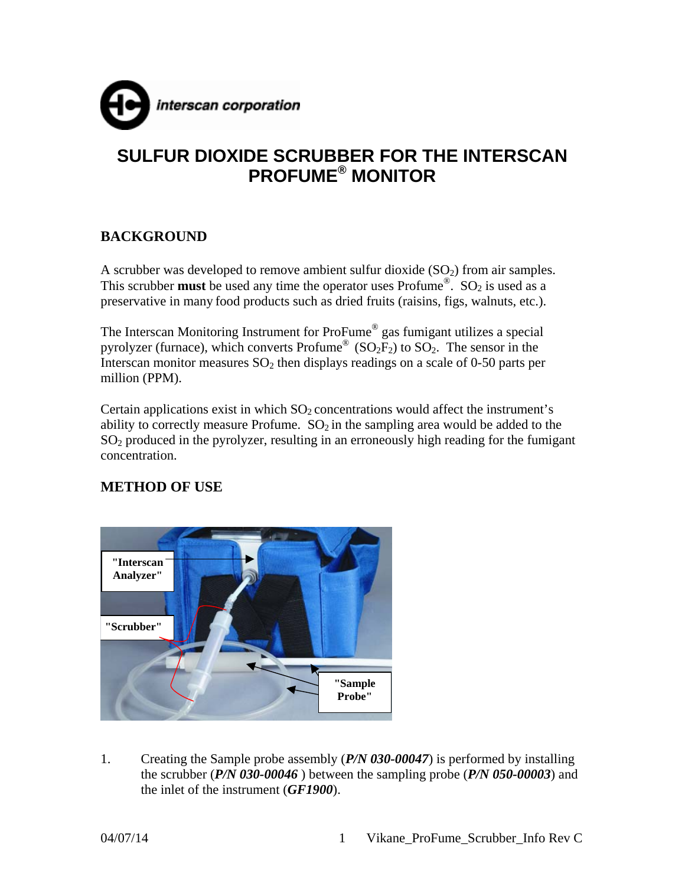interscan corporation

# SULFUR DIOXIDE SCRUBBER FOR THE INTERSCAN PROFUME® MONITOR

## BACKGROUND

A scrubber was developed to remove ambient sulfur dioxide ($SO_2$) from air samples. This scrubber **must** be used any time the operator uses Profume®. $SO_2$ is used as a preservative in many food products such as dried fruits (raisins, figs, walnuts, etc.).

The Interscan Monitoring Instrument for ProFume® gas fumigant utilizes a special pyrolyzer (furnace), which converts Profume® ($SO_2F_2$) to $SO_2$. The sensor in the Interscan monitor measures $SO_2$ then displays readings on a scale of 0-50 parts per million (PPM).

Certain applications exist in which $SO_2$ concentrations would affect the instrument's ability to correctly measure Profume. $SO_2$ in the sampling area would be added to the $SO_2$ produced in the pyrolyzer, resulting in an erroneously high reading for the fumigant concentration.

## METHOD OF USE

"Interscan Analyzer"

"Scrubber"

"Sample Probe"

1. Creating the Sample probe assembly (***P/N 030-00047***) is performed by installing the scrubber (***P/N 030-00046*** ) between the sampling probe (***P/N 050-00003***) and the inlet of the instrument (***GF1900***).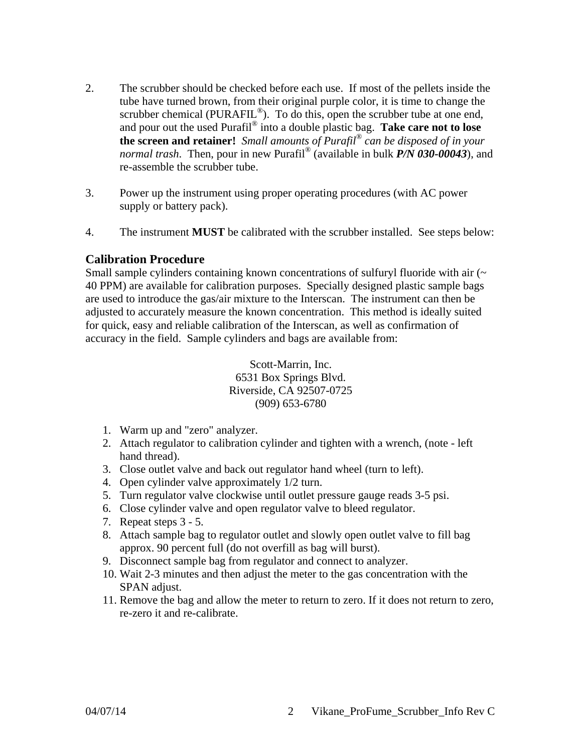2. The scrubber should be checked before each use. If most of the pellets inside the tube have turned brown, from their original purple color, it is time to change the scrubber chemical (PURAFIL®). To do this, open the scrubber tube at one end, and pour out the used Purafil® into a double plastic bag. **Take care not to lose the screen and retainer!** *Small amounts of Purafil® can be disposed of in your normal trash*. Then, pour in new Purafil® (available in bulk ***P/N 030-00043***), and re-assemble the scrubber tube.

3. Power up the instrument using proper operating procedures (with AC power supply or battery pack).

4. The instrument **MUST** be calibrated with the scrubber installed. See steps below:

### Calibration Procedure

Small sample cylinders containing known concentrations of sulfuryl fluoride with air (~ 40 PPM) are available for calibration purposes. Specially designed plastic sample bags are used to introduce the gas/air mixture to the Interscan. The instrument can then be adjusted to accurately measure the known concentration. This method is ideally suited for quick, easy and reliable calibration of the Interscan, as well as confirmation of accuracy in the field. Sample cylinders and bags are available from:

Scott-Marrin, Inc.
6531 Box Springs Blvd.
Riverside, CA 92507-0725
(909) 653-6780

1. Warm up and "zero" analyzer.
2. Attach regulator to calibration cylinder and tighten with a wrench, (note - left hand thread).
3. Close outlet valve and back out regulator hand wheel (turn to left).
4. Open cylinder valve approximately 1/2 turn.
5. Turn regulator valve clockwise until outlet pressure gauge reads 3-5 psi.
6. Close cylinder valve and open regulator valve to bleed regulator.
7. Repeat steps 3 - 5.
8. Attach sample bag to regulator outlet and slowly open outlet valve to fill bag approx. 90 percent full (do not overfill as bag will burst).
9. Disconnect sample bag from regulator and connect to analyzer.
10. Wait 2-3 minutes and then adjust the meter to the gas concentration with the SPAN adjust.
11. Remove the bag and allow the meter to return to zero. If it does not return to zero, re-zero it and re-calibrate.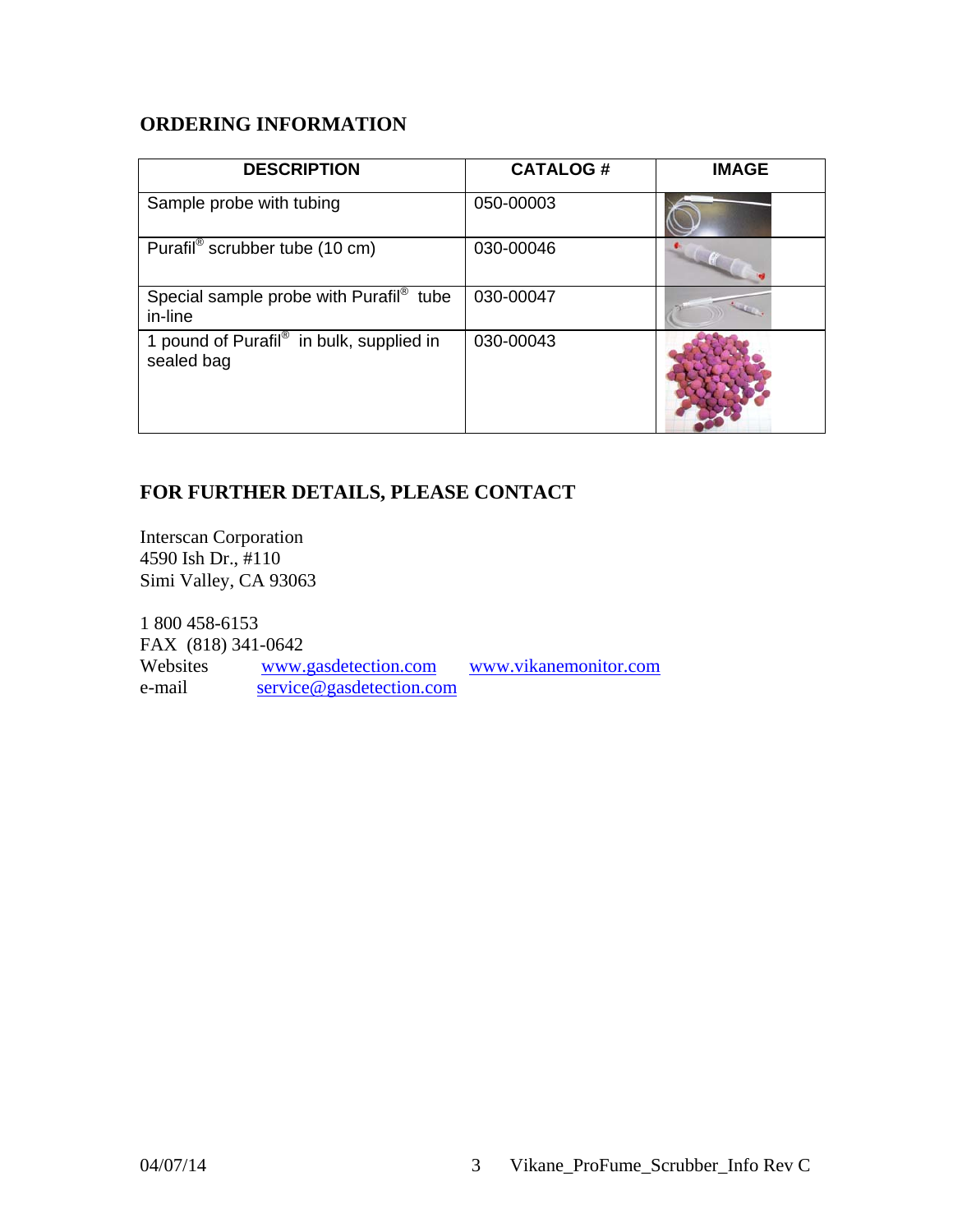## ORDERING INFORMATION

| DESCRIPTION | CATALOG # | IMAGE |
|---|---|---|
| Sample probe with tubing | 050-00003 | |
| Purafil® scrubber tube (10 cm) | 030-00046 | |
| Special sample probe with Purafil® tube in-line | 030-00047 | |
| 1 pound of Purafil® in bulk, supplied in sealed bag | 030-00043 | |

## FOR FURTHER DETAILS, PLEASE CONTACT

Interscan Corporation  
4590 Ish Dr., #110  
Simi Valley, CA 93063

1 800 458-6153  
FAX (818) 341-0642  
Websites www.gasdetection.com www.vikanemonitor.com  
e-mail service@gasdetection.com